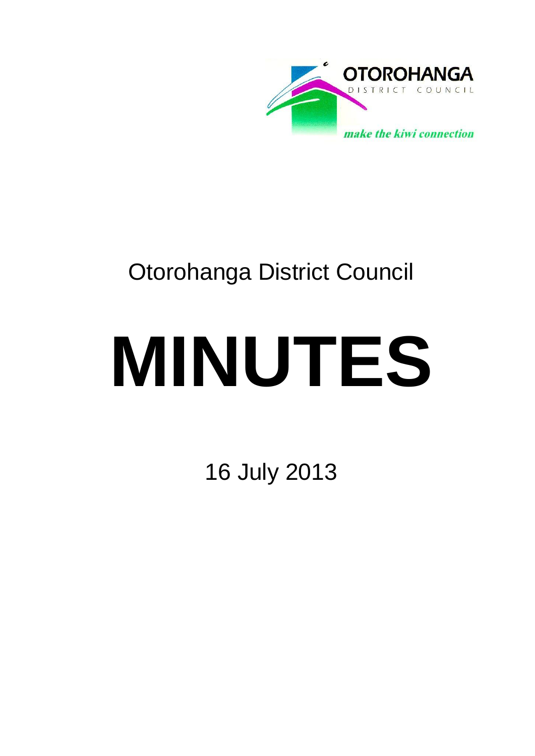OTOROHANGA

DISTRICT COUNCIL

*make the kiwi connection*

# Otorohanga District Council

# MINUTES

16 July 2013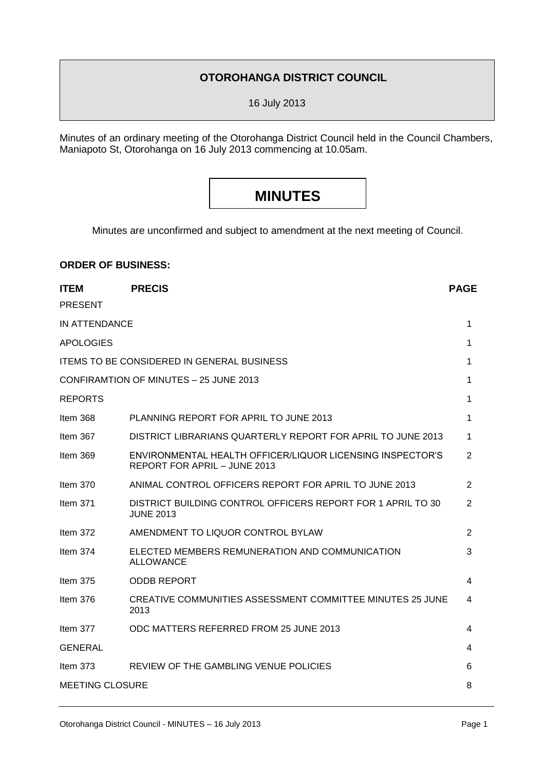# OTOROHANGA DISTRICT COUNCIL

16 July 2013

Minutes of an ordinary meeting of the Otorohanga District Council held in the Council Chambers, Maniapoto St, Otorohanga on 16 July 2013 commencing at 10.05am.

# MINUTES

Minutes are unconfirmed and subject to amendment at the next meeting of Council.

**ORDER OF BUSINESS:**

| ITEM | PRECIS | PAGE |
|---|---|---|
| PRESENT | | |
| IN ATTENDANCE | | 1 |
| APOLOGIES | | 1 |
| ITEMS TO BE CONSIDERED IN GENERAL BUSINESS | | 1 |
| CONFIRAMTION OF MINUTES – 25 JUNE 2013 | | 1 |
| REPORTS | | 1 |
| Item 368 | PLANNING REPORT FOR APRIL TO JUNE 2013 | 1 |
| Item 367 | DISTRICT LIBRARIANS QUARTERLY REPORT FOR APRIL TO JUNE 2013 | 1 |
| Item 369 | ENVIRONMENTAL HEALTH OFFICER/LIQUOR LICENSING INSPECTOR'S REPORT FOR APRIL – JUNE 2013 | 2 |
| Item 370 | ANIMAL CONTROL OFFICERS REPORT FOR APRIL TO JUNE 2013 | 2 |
| Item 371 | DISTRICT BUILDING CONTROL OFFICERS REPORT FOR 1 APRIL TO 30 JUNE 2013 | 2 |
| Item 372 | AMENDMENT TO LIQUOR CONTROL BYLAW | 2 |
| Item 374 | ELECTED MEMBERS REMUNERATION AND COMMUNICATION ALLOWANCE | 3 |
| Item 375 | ODDB REPORT | 4 |
| Item 376 | CREATIVE COMMUNITIES ASSESSMENT COMMITTEE MINUTES 25 JUNE 2013 | 4 |
| Item 377 | ODC MATTERS REFERRED FROM 25 JUNE 2013 | 4 |
| GENERAL | | 4 |
| Item 373 | REVIEW OF THE GAMBLING VENUE POLICIES | 6 |
| MEETING CLOSURE | | 8 |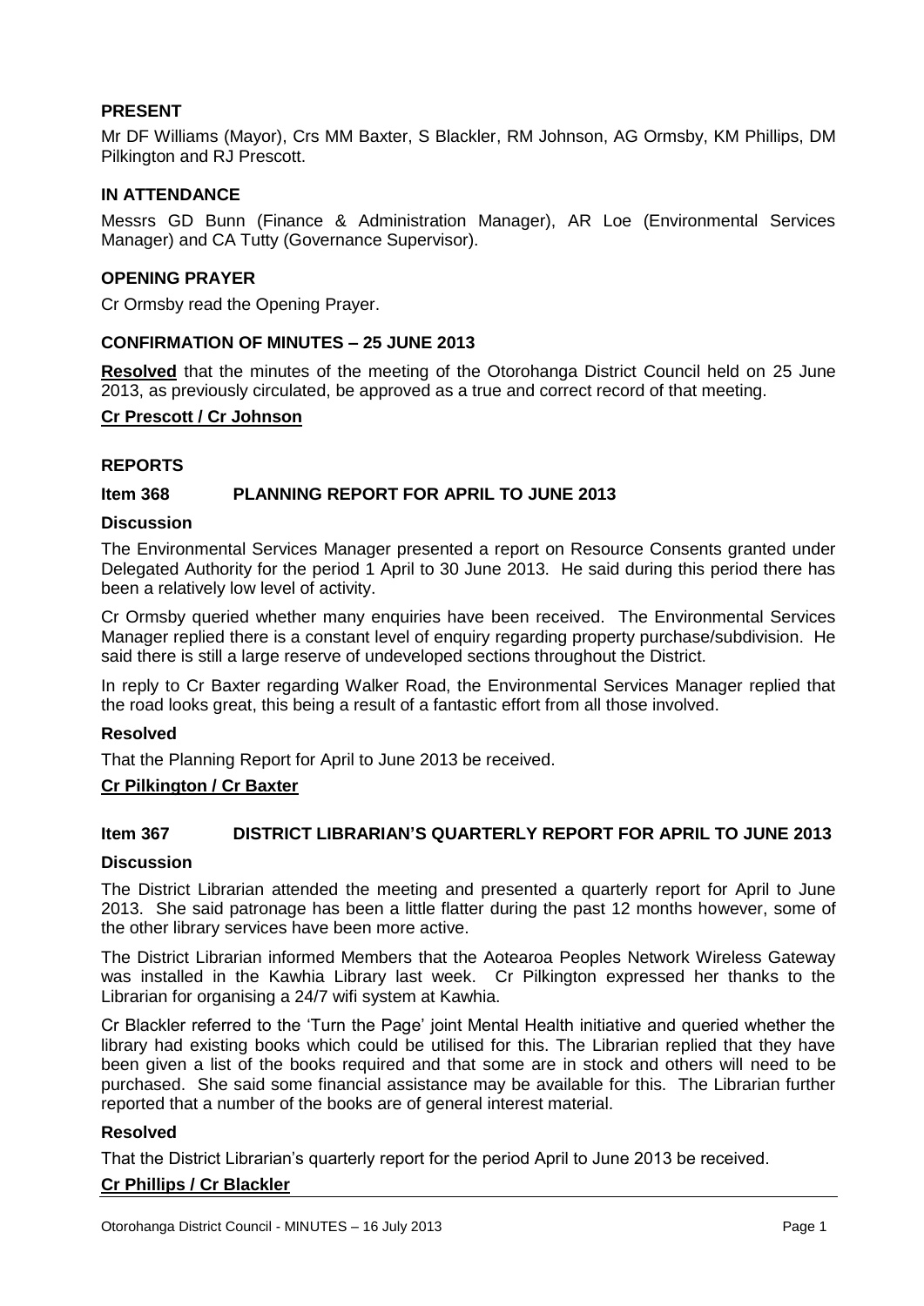## PRESENT

Mr DF Williams (Mayor), Crs MM Baxter, S Blackler, RM Johnson, AG Ormsby, KM Phillips, DM Pilkington and RJ Prescott.

## IN ATTENDANCE

Messrs GD Bunn (Finance & Administration Manager), AR Loe (Environmental Services Manager) and CA Tutty (Governance Supervisor).

## OPENING PRAYER

Cr Ormsby read the Opening Prayer.

## CONFIRMATION OF MINUTES – 25 JUNE 2013

**Resolved** that the minutes of the meeting of the Otorohanga District Council held on 25 June 2013, as previously circulated, be approved as a true and correct record of that meeting.

**Cr Prescott / Cr Johnson**

## REPORTS

### Item 368 PLANNING REPORT FOR APRIL TO JUNE 2013

**Discussion**

The Environmental Services Manager presented a report on Resource Consents granted under Delegated Authority for the period 1 April to 30 June 2013. He said during this period there has been a relatively low level of activity.

Cr Ormsby queried whether many enquiries have been received. The Environmental Services Manager replied there is a constant level of enquiry regarding property purchase/subdivision. He said there is still a large reserve of undeveloped sections throughout the District.

In reply to Cr Baxter regarding Walker Road, the Environmental Services Manager replied that the road looks great, this being a result of a fantastic effort from all those involved.

**Resolved**

That the Planning Report for April to June 2013 be received.

**Cr Pilkington / Cr Baxter**

### Item 367 DISTRICT LIBRARIAN'S QUARTERLY REPORT FOR APRIL TO JUNE 2013

**Discussion**

The District Librarian attended the meeting and presented a quarterly report for April to June 2013. She said patronage has been a little flatter during the past 12 months however, some of the other library services have been more active.

The District Librarian informed Members that the Aotearoa Peoples Network Wireless Gateway was installed in the Kawhia Library last week. Cr Pilkington expressed her thanks to the Librarian for organising a 24/7 wifi system at Kawhia.

Cr Blackler referred to the 'Turn the Page' joint Mental Health initiative and queried whether the library had existing books which could be utilised for this. The Librarian replied that they have been given a list of the books required and that some are in stock and others will need to be purchased. She said some financial assistance may be available for this. The Librarian further reported that a number of the books are of general interest material.

**Resolved**

That the District Librarian's quarterly report for the period April to June 2013 be received.

**Cr Phillips / Cr Blackler**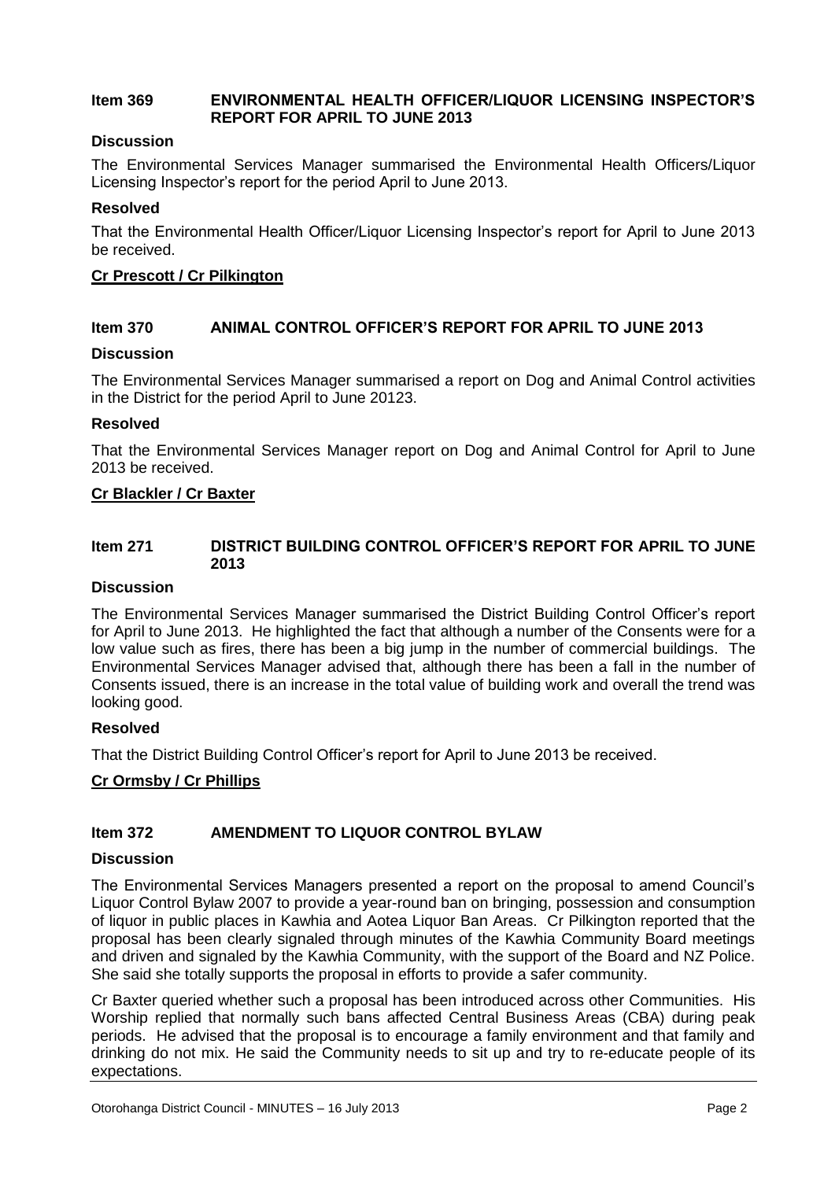## Item 369 ENVIRONMENTAL HEALTH OFFICER/LIQUOR LICENSING INSPECTOR'S REPORT FOR APRIL TO JUNE 2013

### Discussion

The Environmental Services Manager summarised the Environmental Health Officers/Liquor Licensing Inspector's report for the period April to June 2013.

### Resolved

That the Environmental Health Officer/Liquor Licensing Inspector's report for April to June 2013 be received.

**Cr Prescott / Cr Pilkington**

## Item 370 ANIMAL CONTROL OFFICER'S REPORT FOR APRIL TO JUNE 2013

### Discussion

The Environmental Services Manager summarised a report on Dog and Animal Control activities in the District for the period April to June 20123.

### Resolved

That the Environmental Services Manager report on Dog and Animal Control for April to June 2013 be received.

**Cr Blackler / Cr Baxter**

## Item 271 DISTRICT BUILDING CONTROL OFFICER'S REPORT FOR APRIL TO JUNE 2013

### Discussion

The Environmental Services Manager summarised the District Building Control Officer's report for April to June 2013. He highlighted the fact that although a number of the Consents were for a low value such as fires, there has been a big jump in the number of commercial buildings. The Environmental Services Manager advised that, although there has been a fall in the number of Consents issued, there is an increase in the total value of building work and overall the trend was looking good.

### Resolved

That the District Building Control Officer's report for April to June 2013 be received.

**Cr Ormsby / Cr Phillips**

## Item 372 AMENDMENT TO LIQUOR CONTROL BYLAW

### Discussion

The Environmental Services Managers presented a report on the proposal to amend Council's Liquor Control Bylaw 2007 to provide a year-round ban on bringing, possession and consumption of liquor in public places in Kawhia and Aotea Liquor Ban Areas. Cr Pilkington reported that the proposal has been clearly signaled through minutes of the Kawhia Community Board meetings and driven and signaled by the Kawhia Community, with the support of the Board and NZ Police. She said she totally supports the proposal in efforts to provide a safer community.

Cr Baxter queried whether such a proposal has been introduced across other Communities. His Worship replied that normally such bans affected Central Business Areas (CBA) during peak periods. He advised that the proposal is to encourage a family environment and that family and drinking do not mix. He said the Community needs to sit up and try to re-educate people of its expectations.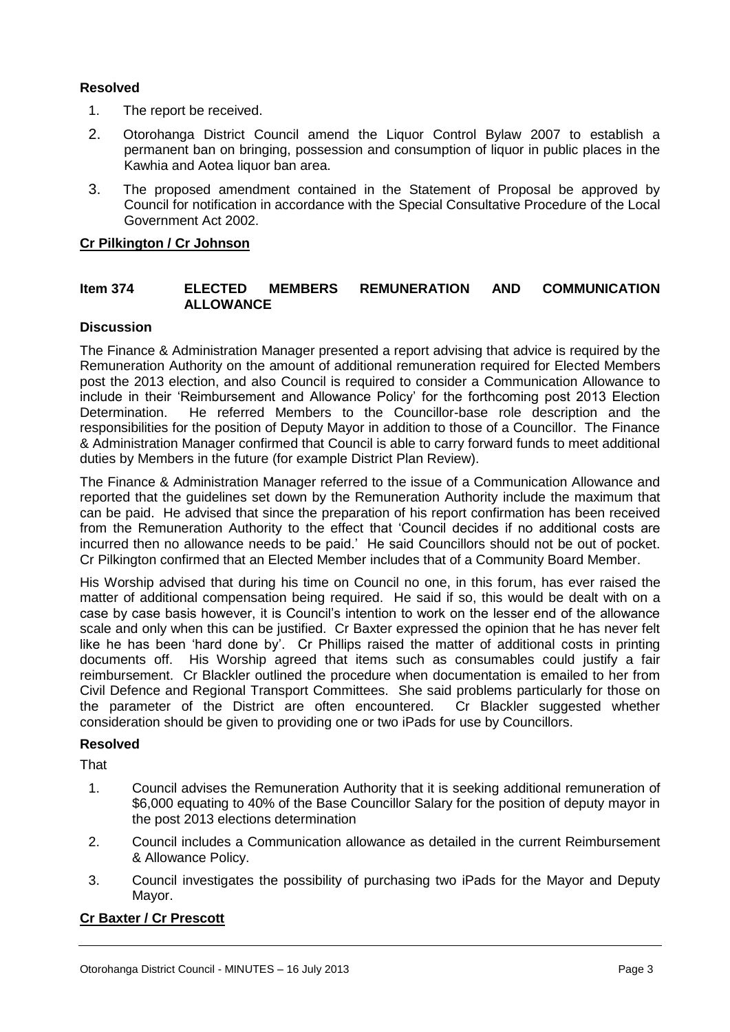**Resolved**

1. The report be received.
2. Otorohanga District Council amend the Liquor Control Bylaw 2007 to establish a permanent ban on bringing, possession and consumption of liquor in public places in the Kawhia and Aotea liquor ban area.
3. The proposed amendment contained in the Statement of Proposal be approved by Council for notification in accordance with the Special Consultative Procedure of the Local Government Act 2002.

**Cr Pilkington / Cr Johnson**

**Item 374 ELECTED MEMBERS REMUNERATION AND COMMUNICATION ALLOWANCE**

**Discussion**

The Finance & Administration Manager presented a report advising that advice is required by the Remuneration Authority on the amount of additional remuneration required for Elected Members post the 2013 election, and also Council is required to consider a Communication Allowance to include in their 'Reimbursement and Allowance Policy' for the forthcoming post 2013 Election Determination. He referred Members to the Councillor-base role description and the responsibilities for the position of Deputy Mayor in addition to those of a Councillor. The Finance & Administration Manager confirmed that Council is able to carry forward funds to meet additional duties by Members in the future (for example District Plan Review).

The Finance & Administration Manager referred to the issue of a Communication Allowance and reported that the guidelines set down by the Remuneration Authority include the maximum that can be paid. He advised that since the preparation of his report confirmation has been received from the Remuneration Authority to the effect that 'Council decides if no additional costs are incurred then no allowance needs to be paid.' He said Councillors should not be out of pocket. Cr Pilkington confirmed that an Elected Member includes that of a Community Board Member.

His Worship advised that during his time on Council no one, in this forum, has ever raised the matter of additional compensation being required. He said if so, this would be dealt with on a case by case basis however, it is Council's intention to work on the lesser end of the allowance scale and only when this can be justified. Cr Baxter expressed the opinion that he has never felt like he has been 'hard done by'. Cr Phillips raised the matter of additional costs in printing documents off. His Worship agreed that items such as consumables could justify a fair reimbursement. Cr Blackler outlined the procedure when documentation is emailed to her from Civil Defence and Regional Transport Committees. She said problems particularly for those on the parameter of the District are often encountered. Cr Blackler suggested whether consideration should be given to providing one or two iPads for use by Councillors.

**Resolved**

That

1. Council advises the Remuneration Authority that it is seeking additional remuneration of $6,000 equating to 40% of the Base Councillor Salary for the position of deputy mayor in the post 2013 elections determination
2. Council includes a Communication allowance as detailed in the current Reimbursement & Allowance Policy.
3. Council investigates the possibility of purchasing two iPads for the Mayor and Deputy Mayor.

**Cr Baxter / Cr Prescott**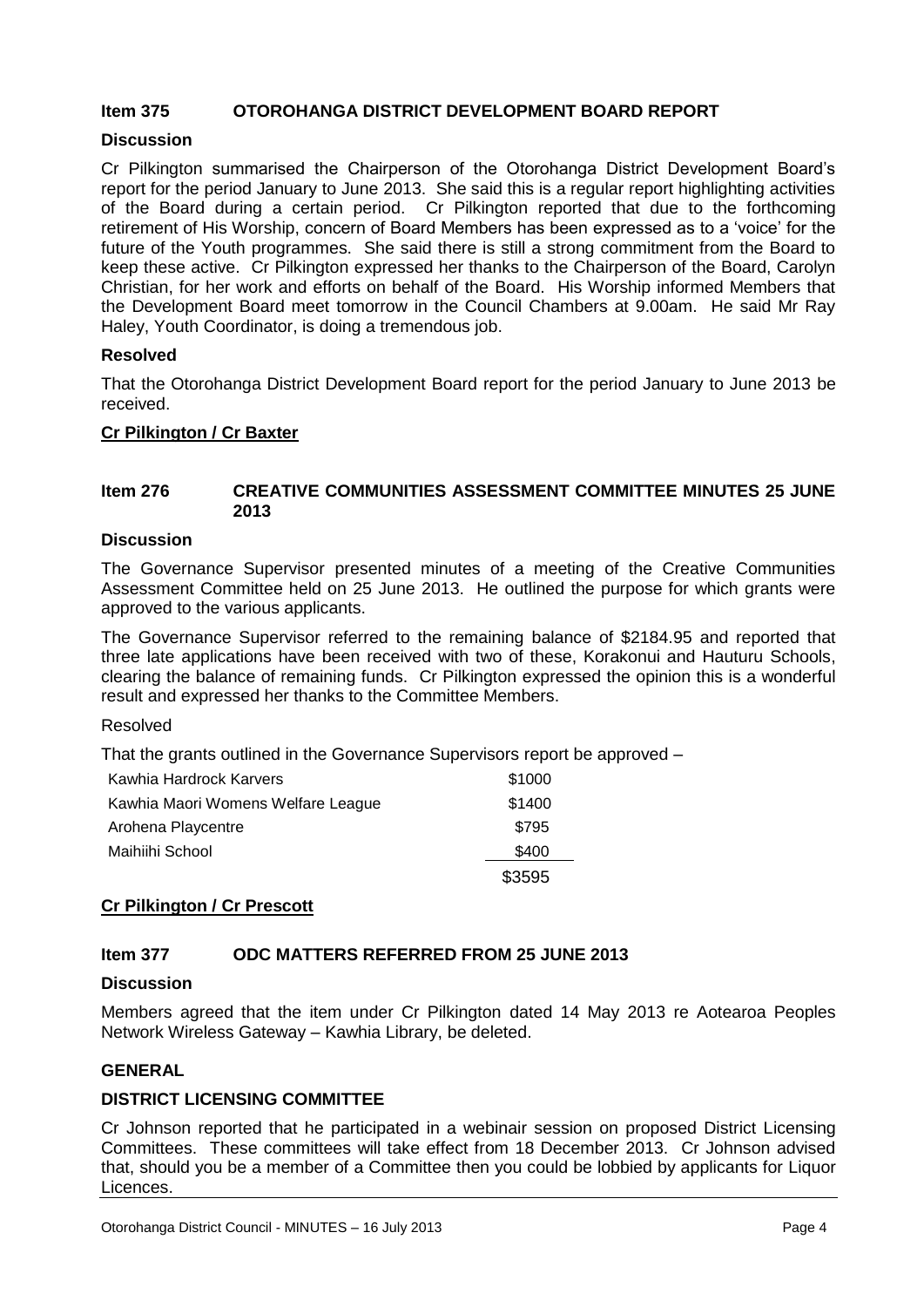## Item 375 OTOROHANGA DISTRICT DEVELOPMENT BOARD REPORT

### Discussion

Cr Pilkington summarised the Chairperson of the Otorohanga District Development Board's report for the period January to June 2013. She said this is a regular report highlighting activities of the Board during a certain period. Cr Pilkington reported that due to the forthcoming retirement of His Worship, concern of Board Members has been expressed as to a 'voice' for the future of the Youth programmes. She said there is still a strong commitment from the Board to keep these active. Cr Pilkington expressed her thanks to the Chairperson of the Board, Carolyn Christian, for her work and efforts on behalf of the Board. His Worship informed Members that the Development Board meet tomorrow in the Council Chambers at 9.00am. He said Mr Ray Haley, Youth Coordinator, is doing a tremendous job.

### Resolved

That the Otorohanga District Development Board report for the period January to June 2013 be received.

**Cr Pilkington / Cr Baxter**

## Item 276 CREATIVE COMMUNITIES ASSESSMENT COMMITTEE MINUTES 25 JUNE 2013

### Discussion

The Governance Supervisor presented minutes of a meeting of the Creative Communities Assessment Committee held on 25 June 2013. He outlined the purpose for which grants were approved to the various applicants.

The Governance Supervisor referred to the remaining balance of $2184.95 and reported that three late applications have been received with two of these, Korakonui and Hauturu Schools, clearing the balance of remaining funds. Cr Pilkington expressed the opinion this is a wonderful result and expressed her thanks to the Committee Members.

Resolved

That the grants outlined in the Governance Supervisors report be approved –

| | |
|---|---|
| Kawhia Hardrock Karvers | $1000 |
| Kawhia Maori Womens Welfare League | $1400 |
| Arohena Playcentre | $795 |
| Maihiihi School | $400 |
| | $3595 |

**Cr Pilkington / Cr Prescott**

## Item 377 ODC MATTERS REFERRED FROM 25 JUNE 2013

### Discussion

Members agreed that the item under Cr Pilkington dated 14 May 2013 re Aotearoa Peoples Network Wireless Gateway – Kawhia Library, be deleted.

### GENERAL

### DISTRICT LICENSING COMMITTEE

Cr Johnson reported that he participated in a webinair session on proposed District Licensing Committees. These committees will take effect from 18 December 2013. Cr Johnson advised that, should you be a member of a Committee then you could be lobbied by applicants for Liquor Licences.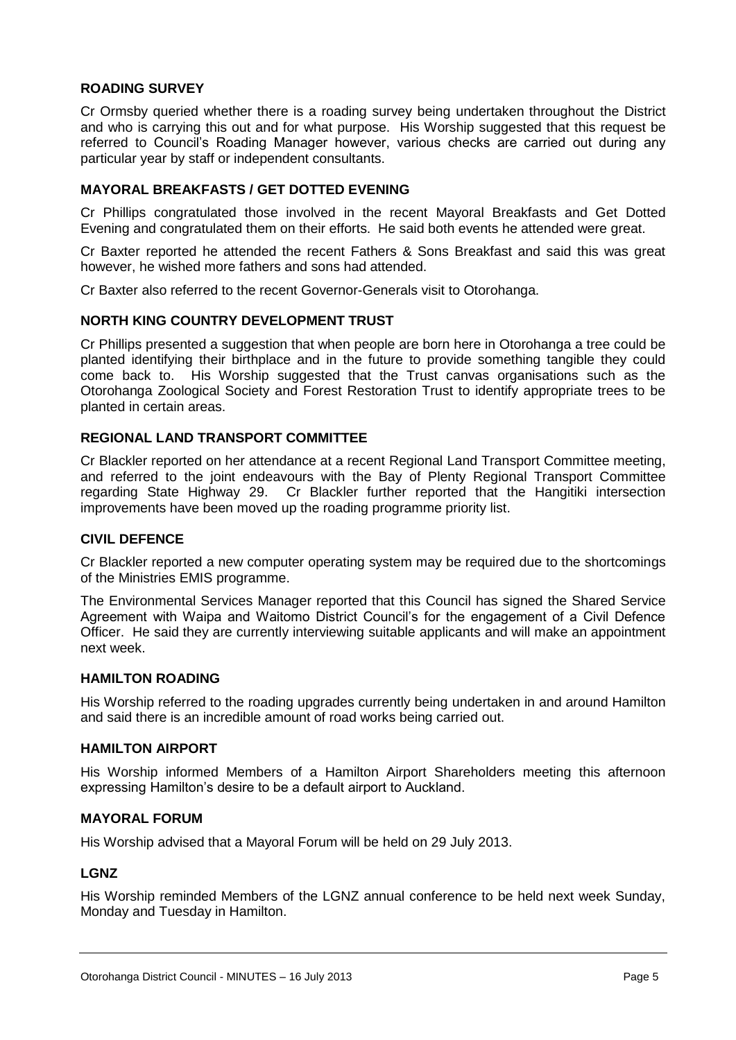**ROADING SURVEY**

Cr Ormsby queried whether there is a roading survey being undertaken throughout the District and who is carrying this out and for what purpose. His Worship suggested that this request be referred to Council's Roading Manager however, various checks are carried out during any particular year by staff or independent consultants.

**MAYORAL BREAKFASTS / GET DOTTED EVENING**

Cr Phillips congratulated those involved in the recent Mayoral Breakfasts and Get Dotted Evening and congratulated them on their efforts. He said both events he attended were great.

Cr Baxter reported he attended the recent Fathers & Sons Breakfast and said this was great however, he wished more fathers and sons had attended.

Cr Baxter also referred to the recent Governor-Generals visit to Otorohanga.

**NORTH KING COUNTRY DEVELOPMENT TRUST**

Cr Phillips presented a suggestion that when people are born here in Otorohanga a tree could be planted identifying their birthplace and in the future to provide something tangible they could come back to. His Worship suggested that the Trust canvas organisations such as the Otorohanga Zoological Society and Forest Restoration Trust to identify appropriate trees to be planted in certain areas.

**REGIONAL LAND TRANSPORT COMMITTEE**

Cr Blackler reported on her attendance at a recent Regional Land Transport Committee meeting, and referred to the joint endeavours with the Bay of Plenty Regional Transport Committee regarding State Highway 29. Cr Blackler further reported that the Hangitiki intersection improvements have been moved up the roading programme priority list.

**CIVIL DEFENCE**

Cr Blackler reported a new computer operating system may be required due to the shortcomings of the Ministries EMIS programme.

The Environmental Services Manager reported that this Council has signed the Shared Service Agreement with Waipa and Waitomo District Council's for the engagement of a Civil Defence Officer. He said they are currently interviewing suitable applicants and will make an appointment next week.

**HAMILTON ROADING**

His Worship referred to the roading upgrades currently being undertaken in and around Hamilton and said there is an incredible amount of road works being carried out.

**HAMILTON AIRPORT**

His Worship informed Members of a Hamilton Airport Shareholders meeting this afternoon expressing Hamilton's desire to be a default airport to Auckland.

**MAYORAL FORUM**

His Worship advised that a Mayoral Forum will be held on 29 July 2013.

**LGNZ**

His Worship reminded Members of the LGNZ annual conference to be held next week Sunday, Monday and Tuesday in Hamilton.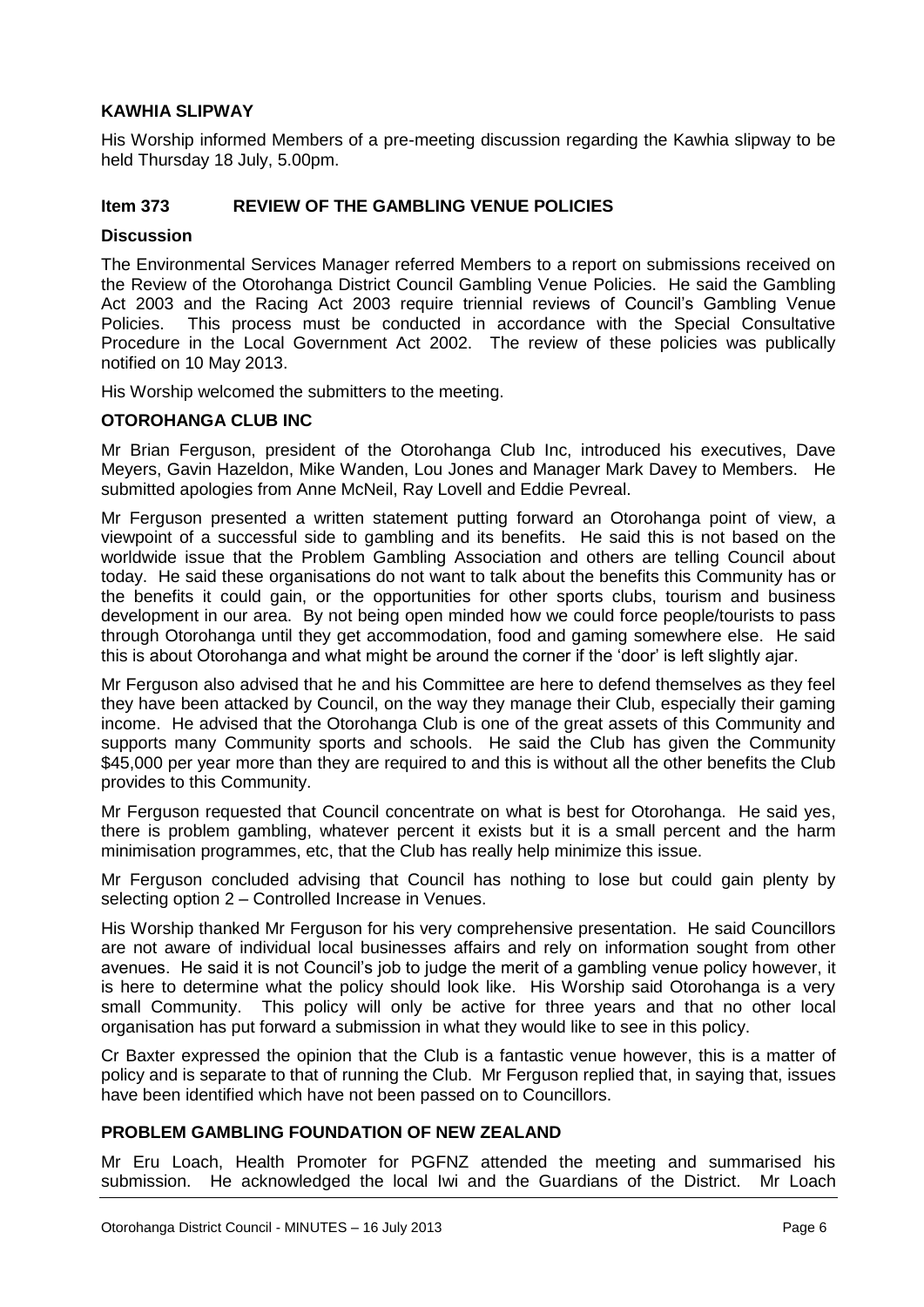## KAWHIA SLIPWAY

His Worship informed Members of a pre-meeting discussion regarding the Kawhia slipway to be held Thursday 18 July, 5.00pm.

## Item 373 REVIEW OF THE GAMBLING VENUE POLICIES

### Discussion

The Environmental Services Manager referred Members to a report on submissions received on the Review of the Otorohanga District Council Gambling Venue Policies. He said the Gambling Act 2003 and the Racing Act 2003 require triennial reviews of Council's Gambling Venue Policies. This process must be conducted in accordance with the Special Consultative Procedure in the Local Government Act 2002. The review of these policies was publically notified on 10 May 2013.

His Worship welcomed the submitters to the meeting.

### OTOROHANGA CLUB INC

Mr Brian Ferguson, president of the Otorohanga Club Inc, introduced his executives, Dave Meyers, Gavin Hazeldon, Mike Wanden, Lou Jones and Manager Mark Davey to Members. He submitted apologies from Anne McNeil, Ray Lovell and Eddie Pevreal.

Mr Ferguson presented a written statement putting forward an Otorohanga point of view, a viewpoint of a successful side to gambling and its benefits. He said this is not based on the worldwide issue that the Problem Gambling Association and others are telling Council about today. He said these organisations do not want to talk about the benefits this Community has or the benefits it could gain, or the opportunities for other sports clubs, tourism and business development in our area. By not being open minded how we could force people/tourists to pass through Otorohanga until they get accommodation, food and gaming somewhere else. He said this is about Otorohanga and what might be around the corner if the 'door' is left slightly ajar.

Mr Ferguson also advised that he and his Committee are here to defend themselves as they feel they have been attacked by Council, on the way they manage their Club, especially their gaming income. He advised that the Otorohanga Club is one of the great assets of this Community and supports many Community sports and schools. He said the Club has given the Community $45,000 per year more than they are required to and this is without all the other benefits the Club provides to this Community.

Mr Ferguson requested that Council concentrate on what is best for Otorohanga. He said yes, there is problem gambling, whatever percent it exists but it is a small percent and the harm minimisation programmes, etc, that the Club has really help minimize this issue.

Mr Ferguson concluded advising that Council has nothing to lose but could gain plenty by selecting option 2 – Controlled Increase in Venues.

His Worship thanked Mr Ferguson for his very comprehensive presentation. He said Councillors are not aware of individual local businesses affairs and rely on information sought from other avenues. He said it is not Council's job to judge the merit of a gambling venue policy however, it is here to determine what the policy should look like. His Worship said Otorohanga is a very small Community. This policy will only be active for three years and that no other local organisation has put forward a submission in what they would like to see in this policy.

Cr Baxter expressed the opinion that the Club is a fantastic venue however, this is a matter of policy and is separate to that of running the Club. Mr Ferguson replied that, in saying that, issues have been identified which have not been passed on to Councillors.

### PROBLEM GAMBLING FOUNDATION OF NEW ZEALAND

Mr Eru Loach, Health Promoter for PGFNZ attended the meeting and summarised his submission. He acknowledged the local Iwi and the Guardians of the District. Mr Loach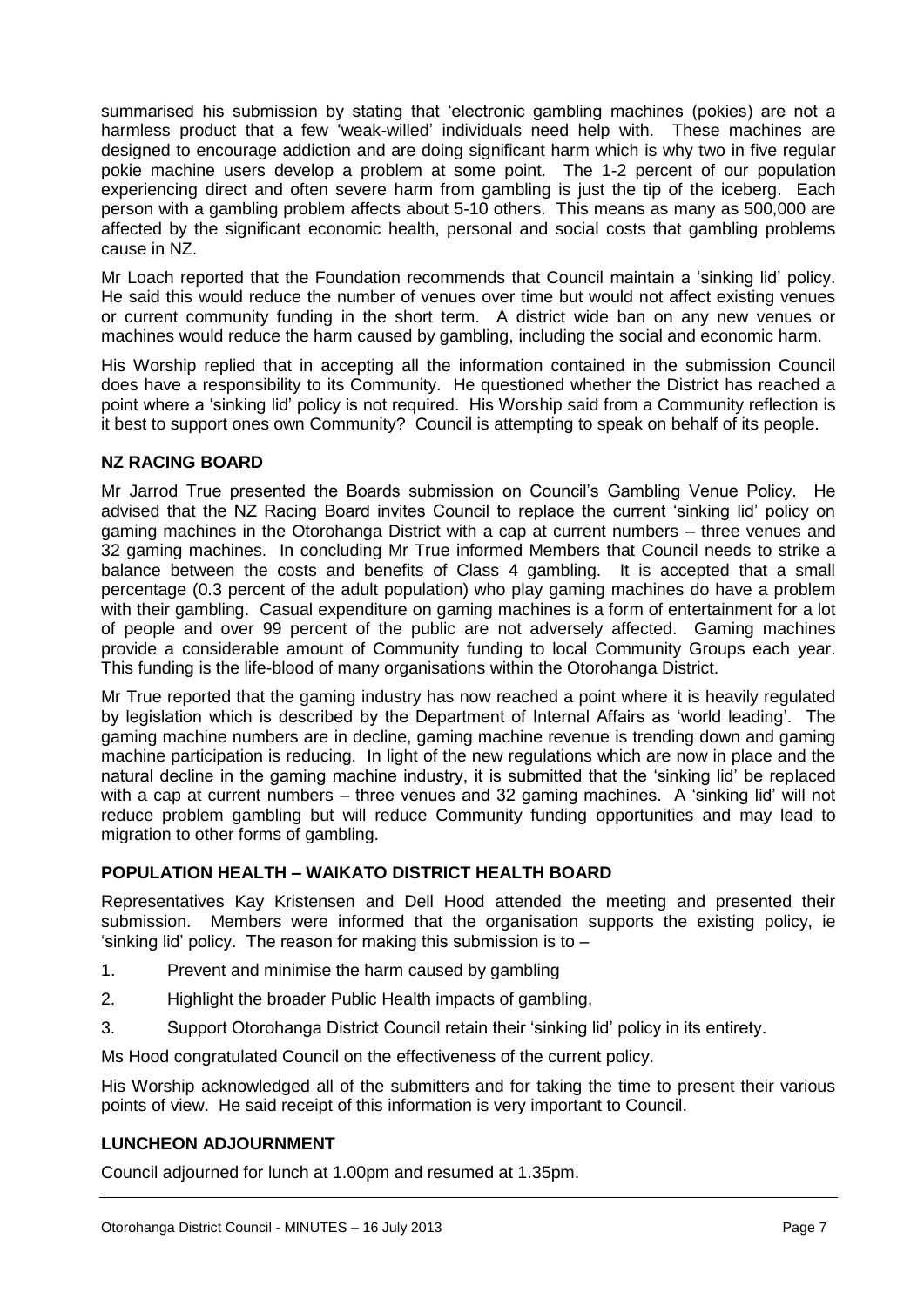summarised his submission by stating that 'electronic gambling machines (pokies) are not a harmless product that a few 'weak-willed' individuals need help with. These machines are designed to encourage addiction and are doing significant harm which is why two in five regular pokie machine users develop a problem at some point. The 1-2 percent of our population experiencing direct and often severe harm from gambling is just the tip of the iceberg. Each person with a gambling problem affects about 5-10 others. This means as many as 500,000 are affected by the significant economic health, personal and social costs that gambling problems cause in NZ.

Mr Loach reported that the Foundation recommends that Council maintain a 'sinking lid' policy. He said this would reduce the number of venues over time but would not affect existing venues or current community funding in the short term. A district wide ban on any new venues or machines would reduce the harm caused by gambling, including the social and economic harm.

His Worship replied that in accepting all the information contained in the submission Council does have a responsibility to its Community. He questioned whether the District has reached a point where a 'sinking lid' policy is not required. His Worship said from a Community reflection is it best to support ones own Community? Council is attempting to speak on behalf of its people.

## NZ RACING BOARD

Mr Jarrod True presented the Boards submission on Council's Gambling Venue Policy. He advised that the NZ Racing Board invites Council to replace the current 'sinking lid' policy on gaming machines in the Otorohanga District with a cap at current numbers – three venues and 32 gaming machines. In concluding Mr True informed Members that Council needs to strike a balance between the costs and benefits of Class 4 gambling. It is accepted that a small percentage (0.3 percent of the adult population) who play gaming machines do have a problem with their gambling. Casual expenditure on gaming machines is a form of entertainment for a lot of people and over 99 percent of the public are not adversely affected. Gaming machines provide a considerable amount of Community funding to local Community Groups each year. This funding is the life-blood of many organisations within the Otorohanga District.

Mr True reported that the gaming industry has now reached a point where it is heavily regulated by legislation which is described by the Department of Internal Affairs as 'world leading'. The gaming machine numbers are in decline, gaming machine revenue is trending down and gaming machine participation is reducing. In light of the new regulations which are now in place and the natural decline in the gaming machine industry, it is submitted that the 'sinking lid' be replaced with a cap at current numbers – three venues and 32 gaming machines. A 'sinking lid' will not reduce problem gambling but will reduce Community funding opportunities and may lead to migration to other forms of gambling.

## POPULATION HEALTH – WAIKATO DISTRICT HEALTH BOARD

Representatives Kay Kristensen and Dell Hood attended the meeting and presented their submission. Members were informed that the organisation supports the existing policy, ie 'sinking lid' policy. The reason for making this submission is to –

1. Prevent and minimise the harm caused by gambling
2. Highlight the broader Public Health impacts of gambling,
3. Support Otorohanga District Council retain their 'sinking lid' policy in its entirety.

Ms Hood congratulated Council on the effectiveness of the current policy.

His Worship acknowledged all of the submitters and for taking the time to present their various points of view. He said receipt of this information is very important to Council.

## LUNCHEON ADJOURNMENT

Council adjourned for lunch at 1.00pm and resumed at 1.35pm.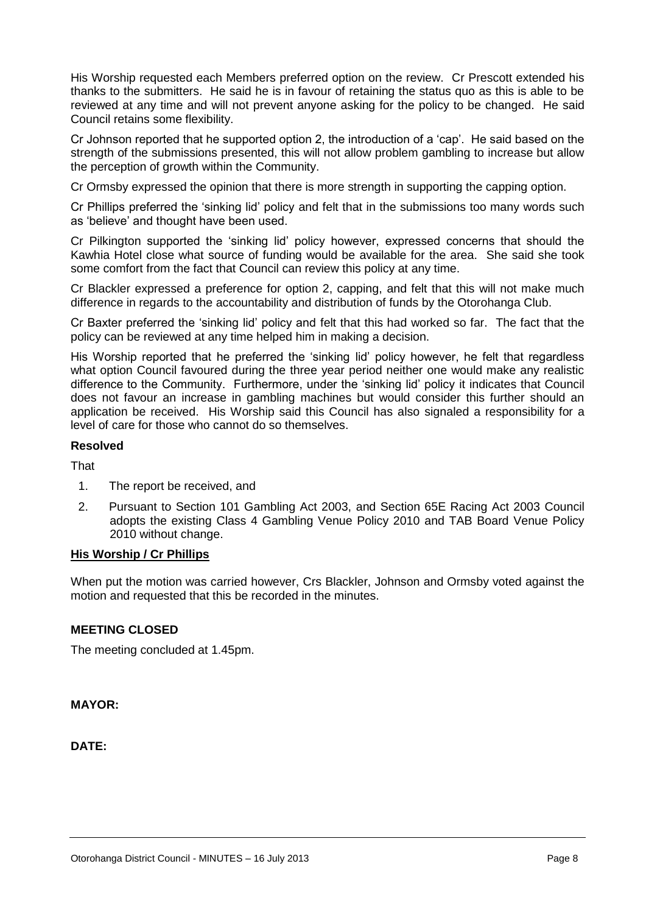His Worship requested each Members preferred option on the review. Cr Prescott extended his thanks to the submitters. He said he is in favour of retaining the status quo as this is able to be reviewed at any time and will not prevent anyone asking for the policy to be changed. He said Council retains some flexibility.

Cr Johnson reported that he supported option 2, the introduction of a 'cap'. He said based on the strength of the submissions presented, this will not allow problem gambling to increase but allow the perception of growth within the Community.

Cr Ormsby expressed the opinion that there is more strength in supporting the capping option.

Cr Phillips preferred the 'sinking lid' policy and felt that in the submissions too many words such as 'believe' and thought have been used.

Cr Pilkington supported the 'sinking lid' policy however, expressed concerns that should the Kawhia Hotel close what source of funding would be available for the area. She said she took some comfort from the fact that Council can review this policy at any time.

Cr Blackler expressed a preference for option 2, capping, and felt that this will not make much difference in regards to the accountability and distribution of funds by the Otorohanga Club.

Cr Baxter preferred the 'sinking lid' policy and felt that this had worked so far. The fact that the policy can be reviewed at any time helped him in making a decision.

His Worship reported that he preferred the 'sinking lid' policy however, he felt that regardless what option Council favoured during the three year period neither one would make any realistic difference to the Community. Furthermore, under the 'sinking lid' policy it indicates that Council does not favour an increase in gambling machines but would consider this further should an application be received. His Worship said this Council has also signaled a responsibility for a level of care for those who cannot do so themselves.

**Resolved**

That

1. The report be received, and
2. Pursuant to Section 101 Gambling Act 2003, and Section 65E Racing Act 2003 Council adopts the existing Class 4 Gambling Venue Policy 2010 and TAB Board Venue Policy 2010 without change.

**His Worship / Cr Phillips**

When put the motion was carried however, Crs Blackler, Johnson and Ormsby voted against the motion and requested that this be recorded in the minutes.

**MEETING CLOSED**

The meeting concluded at 1.45pm.

**MAYOR:**

**DATE:**